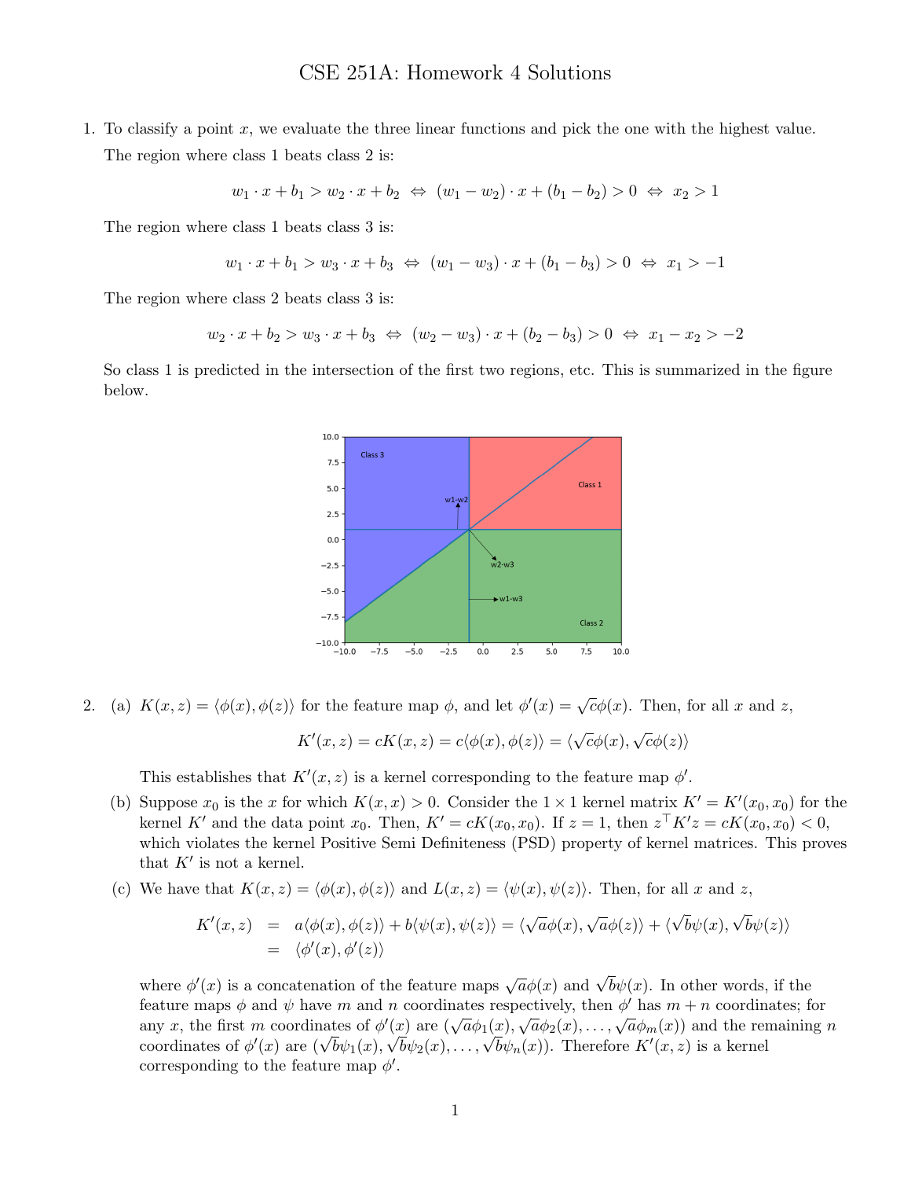# CSE 251A: Homework 4 Solutions

1. To classify a point $x$, we evaluate the three linear functions and pick the one with the highest value.

   The region where class 1 beats class 2 is:

   $$w_1 \cdot x + b_1 > w_2 \cdot x + b_2 \iff (w_1 - w_2) \cdot x + (b_1 - b_2) > 0 \iff x_2 > 1$$

   The region where class 1 beats class 3 is:

   $$w_1 \cdot x + b_1 > w_3 \cdot x + b_3 \iff (w_1 - w_3) \cdot x + (b_1 - b_3) > 0 \iff x_1 > -1$$

   The region where class 2 beats class 3 is:

   $$w_2 \cdot x + b_2 > w_3 \cdot x + b_3 \iff (w_2 - w_3) \cdot x + (b_2 - b_3) > 0 \iff x_1 - x_2 > -2$$

   So class 1 is predicted in the intersection of the first two regions, etc. This is summarized in the figure below.

   Class 3
   Class 1
   Class 2
   w1-w2
   w2-w3
   w1-w3
   10.0
   7.5
   5.0
   2.5
   0.0
   −2.5
   −5.0
   −7.5
   −10.0
   −10.0 −7.5 −5.0 −2.5 0.0 2.5 5.0 7.5 10.0

2. (a) $K(x, z) = \langle \phi(x), \phi(z) \rangle$ for the feature map $\phi$, and let $\phi'(x) = \sqrt{c}\phi(x)$. Then, for all $x$ and $z$,

   $$K'(x, z) = cK(x, z) = c\langle \phi(x), \phi(z) \rangle = \langle \sqrt{c}\phi(x), \sqrt{c}\phi(z) \rangle$$

   This establishes that $K'(x, z)$ is a kernel corresponding to the feature map $\phi'$.

   (b) Suppose $x_0$ is the $x$ for which $K(x, x) > 0$. Consider the $1 \times 1$ kernel matrix $K' = K'(x_0, x_0)$ for the kernel $K'$ and the data point $x_0$. Then, $K' = cK(x_0, x_0)$. If $z = 1$, then $z^\top K' z = cK(x_0, x_0) < 0$, which violates the kernel Positive Semi Definiteness (PSD) property of kernel matrices. This proves that $K'$ is not a kernel.

   (c) We have that $K(x, z) = \langle \phi(x), \phi(z) \rangle$ and $L(x, z) = \langle \psi(x), \psi(z) \rangle$. Then, for all $x$ and $z$,

   $$\begin{aligned} K'(x, z) &= a\langle \phi(x), \phi(z) \rangle + b\langle \psi(x), \psi(z) \rangle = \langle \sqrt{a}\phi(x), \sqrt{a}\phi(z) \rangle + \langle \sqrt{b}\psi(x), \sqrt{b}\psi(z) \rangle \\ &= \langle \phi'(x), \phi'(z) \rangle \end{aligned}$$

   where $\phi'(x)$ is a concatenation of the feature maps $\sqrt{a}\phi(x)$ and $\sqrt{b}\psi(x)$. In other words, if the feature maps $\phi$ and $\psi$ have $m$ and $n$ coordinates respectively, then $\phi'$ has $m + n$ coordinates; for any $x$, the first $m$ coordinates of $\phi'(x)$ are $(\sqrt{a}\phi_1(x), \sqrt{a}\phi_2(x), \ldots, \sqrt{a}\phi_m(x))$ and the remaining $n$ coordinates of $\phi'(x)$ are $(\sqrt{b}\psi_1(x), \sqrt{b}\psi_2(x), \ldots, \sqrt{b}\psi_n(x))$. Therefore $K'(x, z)$ is a kernel corresponding to the feature map $\phi'$.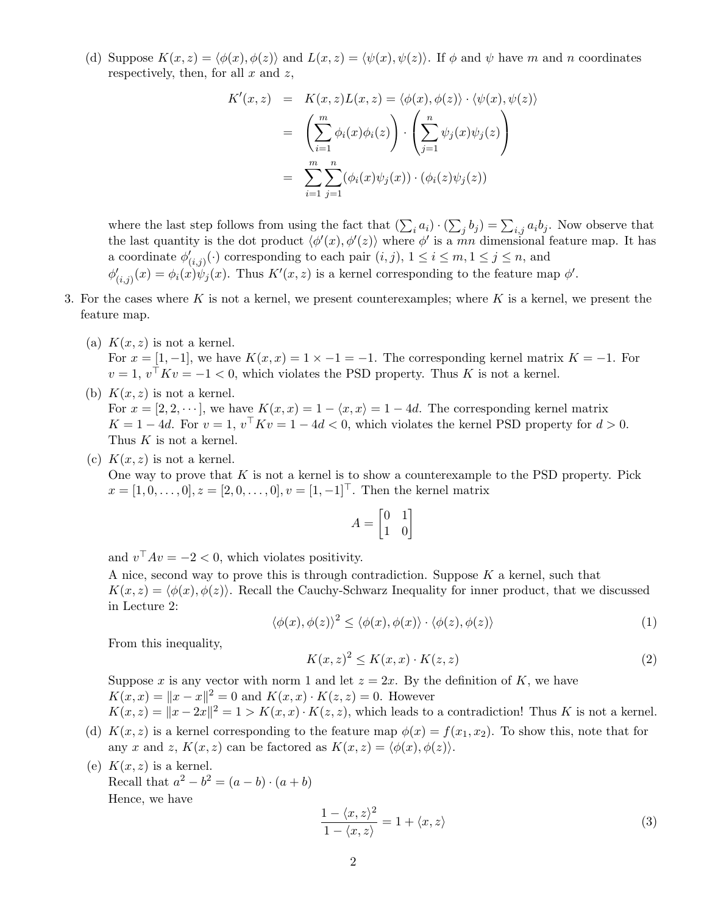(d) Suppose $K(x, z) = \langle \phi(x), \phi(z) \rangle$ and $L(x, z) = \langle \psi(x), \psi(z) \rangle$. If $\phi$ and $\psi$ have $m$ and $n$ coordinates respectively, then, for all $x$ and $z$,

$$
\begin{aligned}
K'(x,z) &= K(x,z)L(x,z) = \langle \phi(x), \phi(z) \rangle \cdot \langle \psi(x), \psi(z) \rangle \\
&= \left( \sum_{i=1}^{m} \phi_i(x)\phi_i(z) \right) \cdot \left( \sum_{j=1}^{n} \psi_j(x)\psi_j(z) \right) \\
&= \sum_{i=1}^{m} \sum_{j=1}^{n} (\phi_i(x)\psi_j(x)) \cdot (\phi_i(z)\psi_j(z))
\end{aligned}
$$

where the last step follows from using the fact that $(\sum_i a_i) \cdot (\sum_j b_j) = \sum_{i,j} a_i b_j$. Now observe that the last quantity is the dot product $\langle \phi'(x), \phi'(z) \rangle$ where $\phi'$ is a $mn$ dimensional feature map. It has a coordinate $\phi'_{(i,j)}(\cdot)$ corresponding to each pair $(i, j)$, $1 \leq i \leq m, 1 \leq j \leq n$, and $\phi'_{(i,j)}(x) = \phi_i(x)\psi_j(x)$. Thus $K'(x, z)$ is a kernel corresponding to the feature map $\phi'$.

3. For the cases where $K$ is not a kernel, we present counterexamples; where $K$ is a kernel, we present the feature map.

(a) $K(x, z)$ is not a kernel.
For $x = [1, -1]$, we have $K(x, x) = 1 \times -1 = -1$. The corresponding kernel matrix $K = -1$. For $v = 1$, $v^\top K v = -1 < 0$, which violates the PSD property. Thus $K$ is not a kernel.

(b) $K(x, z)$ is not a kernel.
For $x = [2, 2, \cdots]$, we have $K(x, x) = 1 - \langle x, x \rangle = 1 - 4d$. The corresponding kernel matrix $K = 1 - 4d$. For $v = 1$, $v^\top K v = 1 - 4d < 0$, which violates the kernel PSD property for $d > 0$. Thus $K$ is not a kernel.

(c) $K(x, z)$ is not a kernel.
One way to prove that $K$ is not a kernel is to show a counterexample to the PSD property. Pick $x = [1, 0, \ldots, 0], z = [2, 0, \ldots, 0], v = [1, -1]^\top$. Then the kernel matrix

$$
A = \begin{bmatrix} 0 & 1 \\ 1 & 0 \end{bmatrix}
$$

and $v^\top A v = -2 < 0$, which violates positivity.

A nice, second way to prove this is through contradiction. Suppose $K$ a kernel, such that $K(x, z) = \langle \phi(x), \phi(z) \rangle$. Recall the Cauchy-Schwarz Inequality for inner product, that we discussed in Lecture 2:

$$
\langle \phi(x), \phi(z) \rangle^2 \leq \langle \phi(x), \phi(x) \rangle \cdot \langle \phi(z), \phi(z) \rangle \tag{1}
$$

From this inequality,

$$
K(x, z)^2 \leq K(x, x) \cdot K(z, z) \tag{2}
$$

Suppose $x$ is any vector with norm 1 and let $z = 2x$. By the definition of $K$, we have $K(x, x) = \|x - x\|^2 = 0$ and $K(x, x) \cdot K(z, z) = 0$. However $K(x, z) = \|x - 2x\|^2 = 1 > K(x, x) \cdot K(z, z)$, which leads to a contradiction! Thus $K$ is not a kernel.

(d) $K(x, z)$ is a kernel corresponding to the feature map $\phi(x) = f(x_1, x_2)$. To show this, note that for any $x$ and $z$, $K(x, z)$ can be factored as $K(x, z) = \langle \phi(x), \phi(z) \rangle$.

(e) $K(x, z)$ is a kernel.
Recall that $a^2 - b^2 = (a - b) \cdot (a + b)$
Hence, we have

$$
\frac{1 - \langle x, z \rangle^2}{1 - \langle x, z \rangle} = 1 + \langle x, z \rangle \tag{3}
$$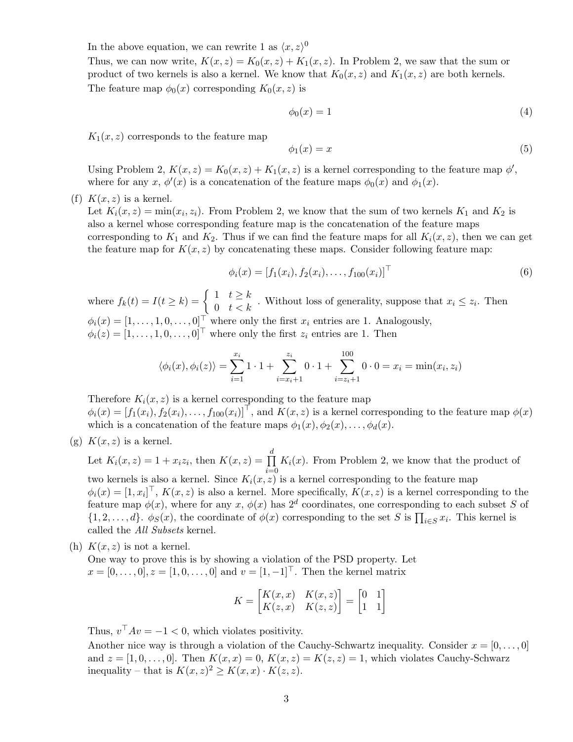In the above equation, we can rewrite 1 as $\langle x, z \rangle^0$

Thus, we can now write, $K(x, z) = K_0(x, z) + K_1(x, z)$. In Problem 2, we saw that the sum or product of two kernels is also a kernel. We know that $K_0(x, z)$ and $K_1(x, z)$ are both kernels. The feature map $\phi_0(x)$ corresponding $K_0(x, z)$ is

$$\phi_0(x) = 1 \tag{4}$$

$K_1(x, z)$ corresponds to the feature map

$$\phi_1(x) = x \tag{5}$$

Using Problem 2, $K(x, z) = K_0(x, z) + K_1(x, z)$ is a kernel corresponding to the feature map $\phi'$, where for any $x$, $\phi'(x)$ is a concatenation of the feature maps $\phi_0(x)$ and $\phi_1(x)$.

(f) $K(x, z)$ is a kernel.

Let $K_i(x, z) = \min(x_i, z_i)$. From Problem 2, we know that the sum of two kernels $K_1$ and $K_2$ is also a kernel whose corresponding feature map is the concatenation of the feature maps corresponding to $K_1$ and $K_2$. Thus if we can find the feature maps for all $K_i(x, z)$, then we can get the feature map for $K(x, z)$ by concatenating these maps. Consider following feature map:

$$\phi_i(x) = [f_1(x_i), f_2(x_i), \dots, f_{100}(x_i)]^\top \tag{6}$$

where $f_k(t) = I(t \geq k) = \begin{cases} 1 & t \geq k \\ 0 & t < k \end{cases}$. Without loss of generality, suppose that $x_i \leq z_i$. Then $\phi_i(x) = [1, \dots, 1, 0, \dots, 0]^\top$ where only the first $x_i$ entries are 1. Analogously, $\phi_i(z) = [1, \dots, 1, 0, \dots, 0]^\top$ where only the first $z_i$ entries are 1. Then

$$\langle \phi_i(x), \phi_i(z) \rangle = \sum_{i=1}^{x_i} 1 \cdot 1 + \sum_{i=x_i+1}^{z_i} 0 \cdot 1 + \sum_{i=z_i+1}^{100} 0 \cdot 0 = x_i = \min(x_i, z_i)$$

Therefore $K_i(x, z)$ is a kernel corresponding to the feature map $\phi_i(x) = [f_1(x_i), f_2(x_i), \dots, f_{100}(x_i)]^\top$, and $K(x, z)$ is a kernel corresponding to the feature map $\phi(x)$ which is a concatenation of the feature maps $\phi_1(x), \phi_2(x), \dots, \phi_d(x)$.

(g) $K(x, z)$ is a kernel.

Let $K_i(x, z) = 1 + x_i z_i$, then $K(x, z) = \prod_{i=0}^{d} K_i(x)$. From Problem 2, we know that the product of two kernels is also a kernel. Since $K_i(x, z)$ is a kernel corresponding to the feature map $\phi_i(x) = [1, x_i]^\top$, $K(x, z)$ is also a kernel. More specifically, $K(x, z)$ is a kernel corresponding to the feature map $\phi(x)$, where for any $x$, $\phi(x)$ has $2^d$ coordinates, one corresponding to each subset $S$ of $\{1, 2, \dots, d\}$. $\phi_S(x)$, the coordinate of $\phi(x)$ corresponding to the set $S$ is $\prod_{i \in S} x_i$. This kernel is called the *All Subsets* kernel.

(h) $K(x, z)$ is not a kernel.

One way to prove this is by showing a violation of the PSD property. Let $x = [0, \dots, 0], z = [1, 0, \dots, 0]$ and $v = [1, -1]^\top$. Then the kernel matrix

$$K = \begin{bmatrix} K(x, x) & K(x, z) \\ K(z, x) & K(z, z) \end{bmatrix} = \begin{bmatrix} 0 & 1 \\ 1 & 1 \end{bmatrix}$$

Thus, $v^\top A v = -1 < 0$, which violates positivity.

Another nice way is through a violation of the Cauchy-Schwartz inequality. Consider $x = [0, \dots, 0]$ and $z = [1, 0, \dots, 0]$. Then $K(x, x) = 0$, $K(x, z) = K(z, z) = 1$, which violates Cauchy-Schwarz inequality – that is $K(x, z)^2 \geq K(x, x) \cdot K(z, z)$.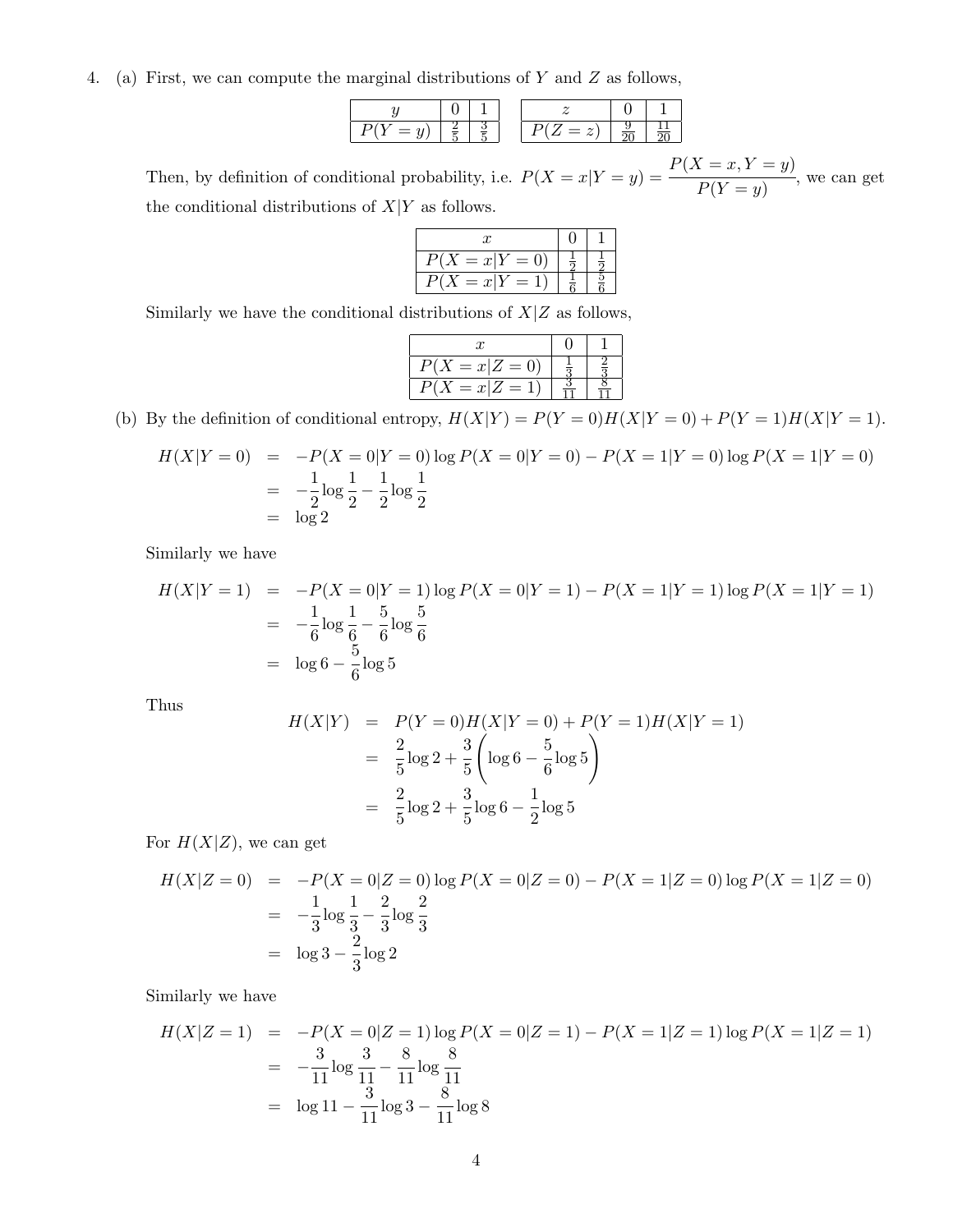4. (a) First, we can compute the marginal distributions of $Y$ and $Z$ as follows,

| $y$ | 0 | 1 |
|---|---|---|
| $P(Y = y)$ | $\frac{2}{5}$ | $\frac{3}{5}$ |

| $z$ | 0 | 1 |
|---|---|---|
| $P(Z = z)$ | $\frac{9}{20}$ | $\frac{11}{20}$ |

Then, by definition of conditional probability, i.e. $P(X = x|Y = y) = \dfrac{P(X = x, Y = y)}{P(Y = y)}$, we can get the conditional distributions of $X|Y$ as follows.

| $x$ | 0 | 1 |
|---|---|---|
| $P(X = x\|Y = 0)$ | $\frac{1}{2}$ | $\frac{1}{2}$ |
| $P(X = x\|Y = 1)$ | $\frac{1}{6}$ | $\frac{5}{6}$ |

Similarly we have the conditional distributions of $X|Z$ as follows,

| $x$ | 0 | 1 |
|---|---|---|
| $P(X = x\|Z = 0)$ | $\frac{1}{3}$ | $\frac{2}{3}$ |
| $P(X = x\|Z = 1)$ | $\frac{3}{11}$ | $\frac{8}{11}$ |

(b) By the definition of conditional entropy, $H(X|Y) = P(Y = 0)H(X|Y = 0) + P(Y = 1)H(X|Y = 1)$.

$$\begin{aligned} H(X|Y=0) &= -P(X=0|Y=0)\log P(X=0|Y=0) - P(X=1|Y=0)\log P(X=1|Y=0) \\ &= -\frac{1}{2}\log\frac{1}{2} - \frac{1}{2}\log\frac{1}{2} \\ &= \log 2 \end{aligned}$$

Similarly we have

$$\begin{aligned} H(X|Y=1) &= -P(X=0|Y=1)\log P(X=0|Y=1) - P(X=1|Y=1)\log P(X=1|Y=1) \\ &= -\frac{1}{6}\log\frac{1}{6} - \frac{5}{6}\log\frac{5}{6} \\ &= \log 6 - \frac{5}{6}\log 5 \end{aligned}$$

Thus

$$\begin{aligned} H(X|Y) &= P(Y=0)H(X|Y=0) + P(Y=1)H(X|Y=1) \\ &= \frac{2}{5}\log 2 + \frac{3}{5}\left(\log 6 - \frac{5}{6}\log 5\right) \\ &= \frac{2}{5}\log 2 + \frac{3}{5}\log 6 - \frac{1}{2}\log 5 \end{aligned}$$

For $H(X|Z)$, we can get

$$\begin{aligned} H(X|Z=0) &= -P(X=0|Z=0)\log P(X=0|Z=0) - P(X=1|Z=0)\log P(X=1|Z=0) \\ &= -\frac{1}{3}\log\frac{1}{3} - \frac{2}{3}\log\frac{2}{3} \\ &= \log 3 - \frac{2}{3}\log 2 \end{aligned}$$

Similarly we have

$$\begin{aligned} H(X|Z=1) &= -P(X=0|Z=1)\log P(X=0|Z=1) - P(X=1|Z=1)\log P(X=1|Z=1) \\ &= -\frac{3}{11}\log\frac{3}{11} - \frac{8}{11}\log\frac{8}{11} \\ &= \log 11 - \frac{3}{11}\log 3 - \frac{8}{11}\log 8 \end{aligned}$$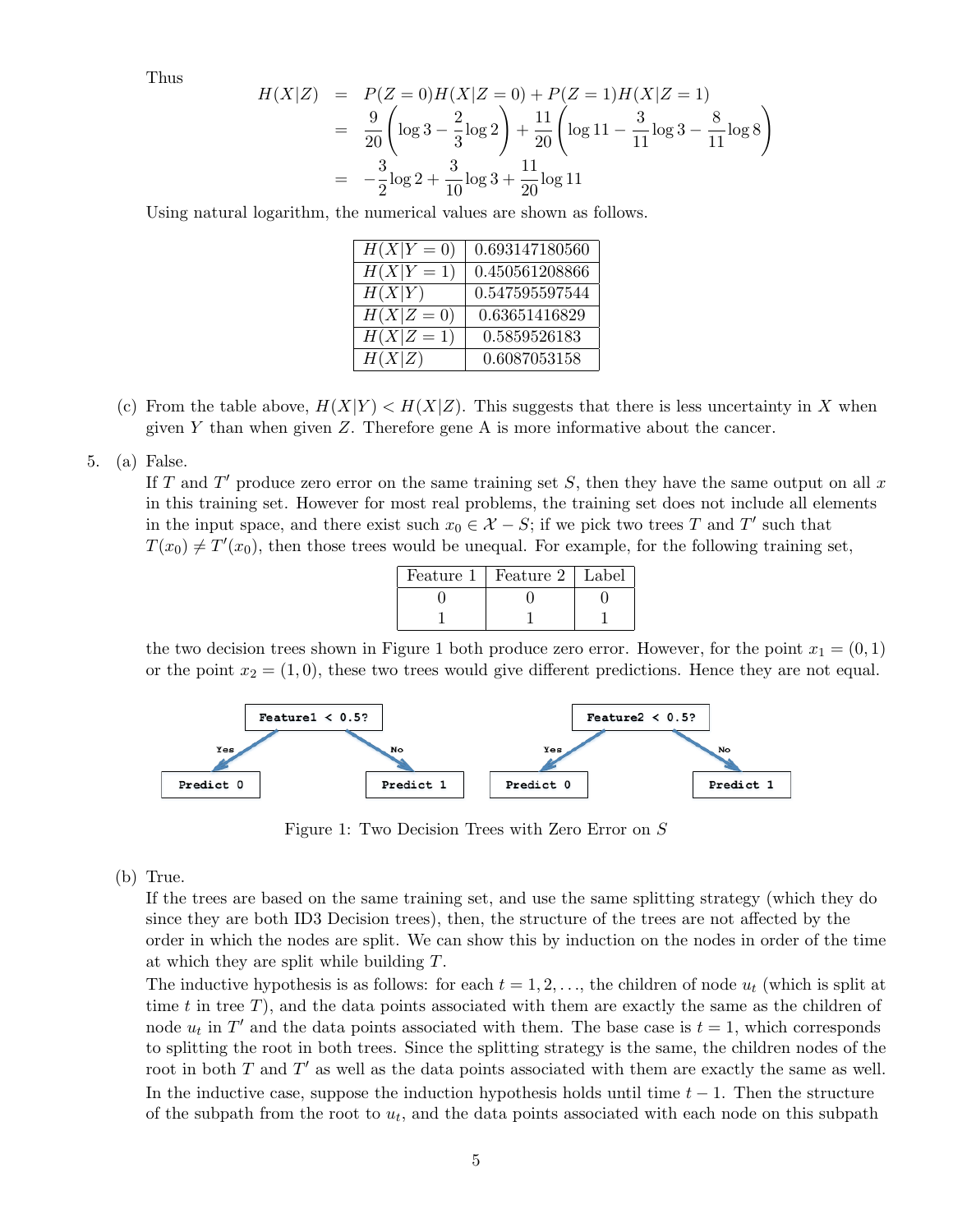Thus

$$
\begin{aligned}
H(X|Z) &= P(Z=0)H(X|Z=0) + P(Z=1)H(X|Z=1) \\
&= \frac{9}{20}\left(\log 3 - \frac{2}{3}\log 2\right) + \frac{11}{20}\left(\log 11 - \frac{3}{11}\log 3 - \frac{8}{11}\log 8\right) \\
&= -\frac{3}{2}\log 2 + \frac{3}{10}\log 3 + \frac{11}{20}\log 11
\end{aligned}
$$

Using natural logarithm, the numerical values are shown as follows.

| | |
|---|---|
| $H(X\|Y=0)$ | 0.693147180560 |
| $H(X\|Y=1)$ | 0.450561208866 |
| $H(X\|Y)$ | 0.547595597544 |
| $H(X\|Z=0)$ | 0.63651416829 |
| $H(X\|Z=1)$ | 0.5859526183 |
| $H(X\|Z)$ | 0.6087053158 |

(c) From the table above, $H(X|Y) < H(X|Z)$. This suggests that there is less uncertainty in $X$ when given $Y$ than when given $Z$. Therefore gene A is more informative about the cancer.

5. (a) False.

If $T$ and $T'$ produce zero error on the same training set $S$, then they have the same output on all $x$ in this training set. However for most real problems, the training set does not include all elements in the input space, and there exist such $x_0 \in \mathcal{X} - S$; if we pick two trees $T$ and $T'$ such that $T(x_0) \neq T'(x_0)$, then those trees would be unequal. For example, for the following training set,

| Feature 1 | Feature 2 | Label |
|---|---|---|
| 0 | 0 | 0 |
| 1 | 1 | 1 |

the two decision trees shown in Figure 1 both produce zero error. However, for the point $x_1 = (0,1)$ or the point $x_2 = (1,0)$, these two trees would give different predictions. Hence they are not equal.

Feature1 < 0.5?
Yes
No
Predict 0
Predict 1

Feature2 < 0.5?
Yes
No
Predict 0
Predict 1

Figure 1: Two Decision Trees with Zero Error on $S$

(b) True.

If the trees are based on the same training set, and use the same splitting strategy (which they do since they are both ID3 Decision trees), then, the structure of the trees are not affected by the order in which the nodes are split. We can show this by induction on the nodes in order of the time at which they are split while building $T$.

The inductive hypothesis is as follows: for each $t = 1, 2, \ldots$, the children of node $u_t$ (which is split at time $t$ in tree $T$), and the data points associated with them are exactly the same as the children of node $u_t$ in $T'$ and the data points associated with them. The base case is $t = 1$, which corresponds to splitting the root in both trees. Since the splitting strategy is the same, the children nodes of the root in both $T$ and $T'$ as well as the data points associated with them are exactly the same as well.

In the inductive case, suppose the induction hypothesis holds until time $t-1$. Then the structure of the subpath from the root to $u_t$, and the data points associated with each node on this subpath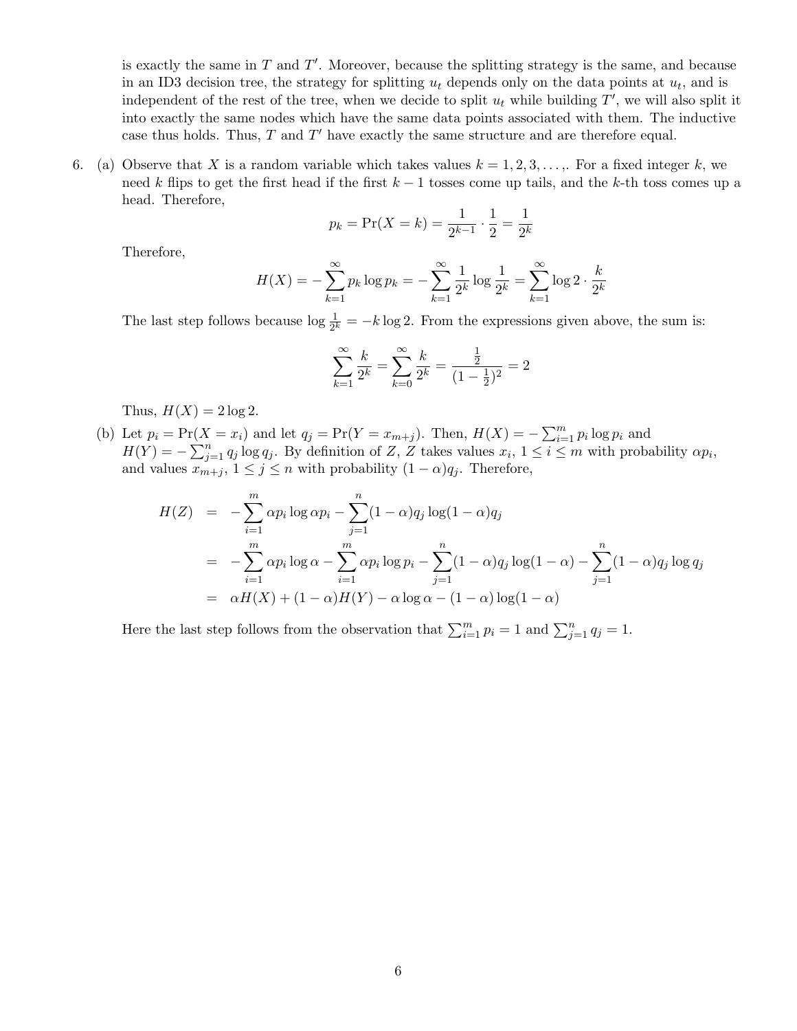is exactly the same in $T$ and $T'$. Moreover, because the splitting strategy is the same, and because in an ID3 decision tree, the strategy for splitting $u_t$ depends only on the data points at $u_t$, and is independent of the rest of the tree, when we decide to split $u_t$ while building $T'$, we will also split it into exactly the same nodes which have the same data points associated with them. The inductive case thus holds. Thus, $T$ and $T'$ have exactly the same structure and are therefore equal.

6. (a) Observe that $X$ is a random variable which takes values $k = 1, 2, 3, \ldots,$. For a fixed integer $k$, we need $k$ flips to get the first head if the first $k-1$ tosses come up tails, and the $k$-th toss comes up a head. Therefore,

$$p_k = \Pr(X = k) = \frac{1}{2^{k-1}} \cdot \frac{1}{2} = \frac{1}{2^k}$$

Therefore,

$$H(X) = -\sum_{k=1}^{\infty} p_k \log p_k = -\sum_{k=1}^{\infty} \frac{1}{2^k} \log \frac{1}{2^k} = \sum_{k=1}^{\infty} \log 2 \cdot \frac{k}{2^k}$$

The last step follows because $\log \frac{1}{2^k} = -k \log 2$. From the expressions given above, the sum is:

$$\sum_{k=1}^{\infty} \frac{k}{2^k} = \sum_{k=0}^{\infty} \frac{k}{2^k} = \frac{\frac{1}{2}}{(1 - \frac{1}{2})^2} = 2$$

Thus, $H(X) = 2 \log 2$.

(b) Let $p_i = \Pr(X = x_i)$ and let $q_j = \Pr(Y = x_{m+j})$. Then, $H(X) = -\sum_{i=1}^{m} p_i \log p_i$ and $H(Y) = -\sum_{j=1}^{n} q_j \log q_j$. By definition of $Z$, $Z$ takes values $x_i$, $1 \leq i \leq m$ with probability $\alpha p_i$, and values $x_{m+j}$, $1 \leq j \leq n$ with probability $(1-\alpha)q_j$. Therefore,

$$\begin{aligned}
H(Z) &= -\sum_{i=1}^{m} \alpha p_i \log \alpha p_i - \sum_{j=1}^{n} (1-\alpha) q_j \log(1-\alpha) q_j \\
&= -\sum_{i=1}^{m} \alpha p_i \log \alpha - \sum_{i=1}^{m} \alpha p_i \log p_i - \sum_{j=1}^{n} (1-\alpha) q_j \log(1-\alpha) - \sum_{j=1}^{n} (1-\alpha) q_j \log q_j \\
&= \alpha H(X) + (1-\alpha) H(Y) - \alpha \log \alpha - (1-\alpha) \log(1-\alpha)
\end{aligned}$$

Here the last step follows from the observation that $\sum_{i=1}^{m} p_i = 1$ and $\sum_{j=1}^{n} q_j = 1$.